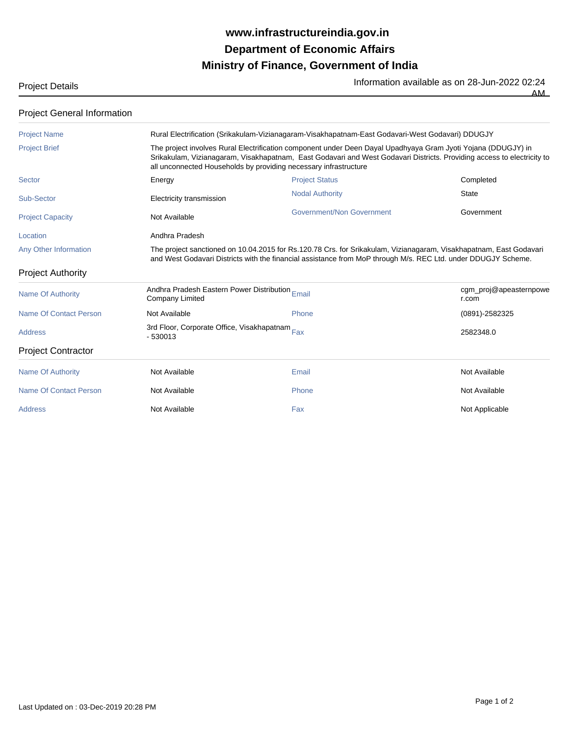# www.infrastructureindia.gov.in
# Department of Economic Affairs
# Ministry of Finance, Government of India

Project Details

Information available as on 28-Jun-2022 02:24 AM

## Project General Information

| | | | |
|---|---|---|---|
| Project Name | Rural Electrification (Srikakulam-Vizianagaram-Visakhapatnam-East Godavari-West Godavari) DDUGJY | | |
| Project Brief | The project involves Rural Electrification component under Deen Dayal Upadhyaya Gram Jyoti Yojana (DDUGJY) in Srikakulam, Vizianagaram, Visakhapatnam, East Godavari and West Godavari Districts. Providing access to electricity to all unconnected Households by providing necessary infrastructure | | |
| Sector | Energy | Project Status | Completed |
| Sub-Sector | Electricity transmission | Nodal Authority | State |
| Project Capacity | Not Available | Government/Non Government | Government |
| Location | Andhra Pradesh | | |
| Any Other Information | The project sanctioned on 10.04.2015 for Rs.120.78 Crs. for Srikakulam, Vizianagaram, Visakhapatnam, East Godavari and West Godavari Districts with the financial assistance from MoP through M/s. REC Ltd. under DDUGJY Scheme. | | |

## Project Authority

| | | | |
|---|---|---|---|
| Name Of Authority | Andhra Pradesh Eastern Power Distribution Company Limited | Email | cgm_proj@apeasternpower.com |
| Name Of Contact Person | Not Available | Phone | (0891)-2582325 |
| Address | 3rd Floor, Corporate Office, Visakhapatnam - 530013 | Fax | 2582348.0 |

## Project Contractor

| | | | |
|---|---|---|---|
| Name Of Authority | Not Available | Email | Not Available |
| Name Of Contact Person | Not Available | Phone | Not Available |
| Address | Not Available | Fax | Not Applicable |

Last Updated on : 03-Dec-2019 20:28 PM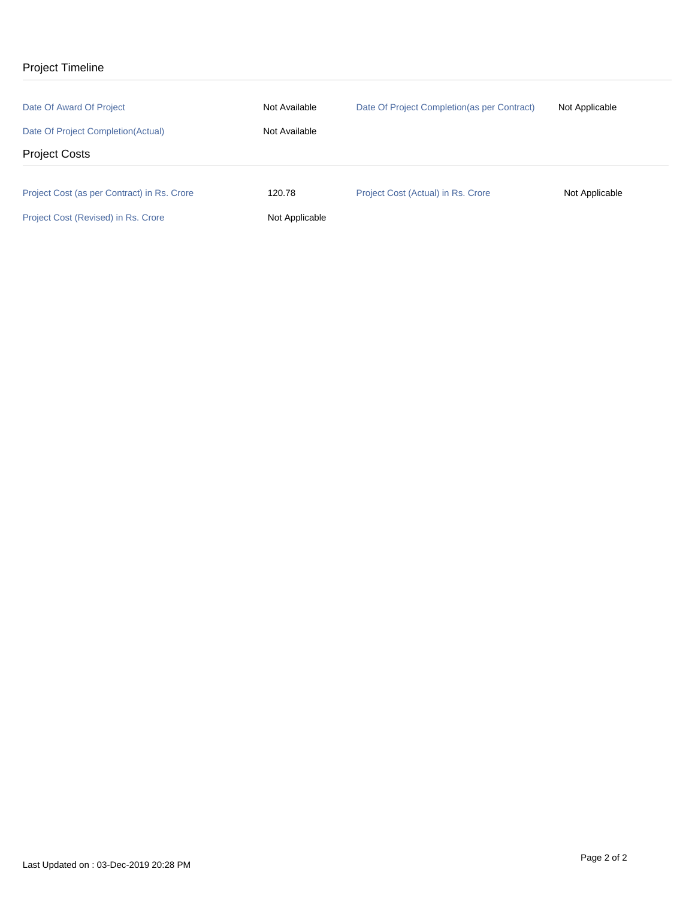## Project Timeline

| | | | |
|---|---|---|---|
| Date Of Award Of Project | Not Available | Date Of Project Completion(as per Contract) | Not Applicable |
| Date Of Project Completion(Actual) | Not Available | | |

## Project Costs

| | | | |
|---|---|---|---|
| Project Cost (as per Contract) in Rs. Crore | 120.78 | Project Cost (Actual) in Rs. Crore | Not Applicable |
| Project Cost (Revised) in Rs. Crore | Not Applicable | | |

Last Updated on : 03-Dec-2019 20:28 PM